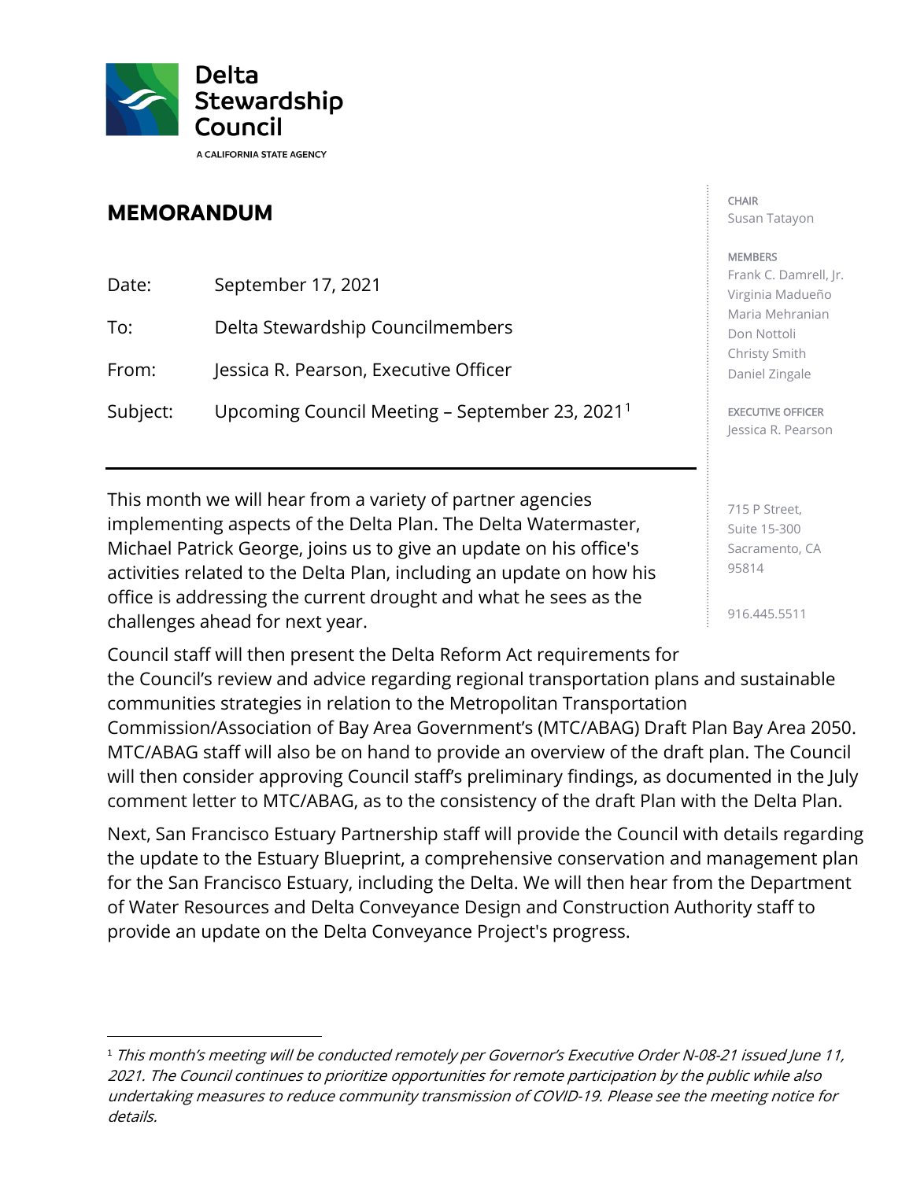Delta Stewardship Council

A CALIFORNIA STATE AGENCY

CHAIR
Susan Tatayon

MEMBERS
Frank C. Damrell, Jr.
Virginia Madueño
Maria Mehranian
Don Nottoli
Christy Smith
Daniel Zingale

EXECUTIVE OFFICER
Jessica R. Pearson

715 P Street,
Suite 15-300
Sacramento, CA
95814

916.445.5511

# MEMORANDUM

Date: September 17, 2021

To: Delta Stewardship Councilmembers

From: Jessica R. Pearson, Executive Officer

Subject: Upcoming Council Meeting – September 23, 2021[1]

---

This month we will hear from a variety of partner agencies implementing aspects of the Delta Plan. The Delta Watermaster, Michael Patrick George, joins us to give an update on his office's activities related to the Delta Plan, including an update on how his office is addressing the current drought and what he sees as the challenges ahead for next year.

Council staff will then present the Delta Reform Act requirements for the Council's review and advice regarding regional transportation plans and sustainable communities strategies in relation to the Metropolitan Transportation Commission/Association of Bay Area Government's (MTC/ABAG) Draft Plan Bay Area 2050. MTC/ABAG staff will also be on hand to provide an overview of the draft plan. The Council will then consider approving Council staff's preliminary findings, as documented in the July comment letter to MTC/ABAG, as to the consistency of the draft Plan with the Delta Plan.

Next, San Francisco Estuary Partnership staff will provide the Council with details regarding the update to the Estuary Blueprint, a comprehensive conservation and management plan for the San Francisco Estuary, including the Delta. We will then hear from the Department of Water Resources and Delta Conveyance Design and Construction Authority staff to provide an update on the Delta Conveyance Project's progress.

---

[1] *This month's meeting will be conducted remotely per Governor's Executive Order N-08-21 issued June 11, 2021. The Council continues to prioritize opportunities for remote participation by the public while also undertaking measures to reduce community transmission of COVID-19. Please see the meeting notice for details.*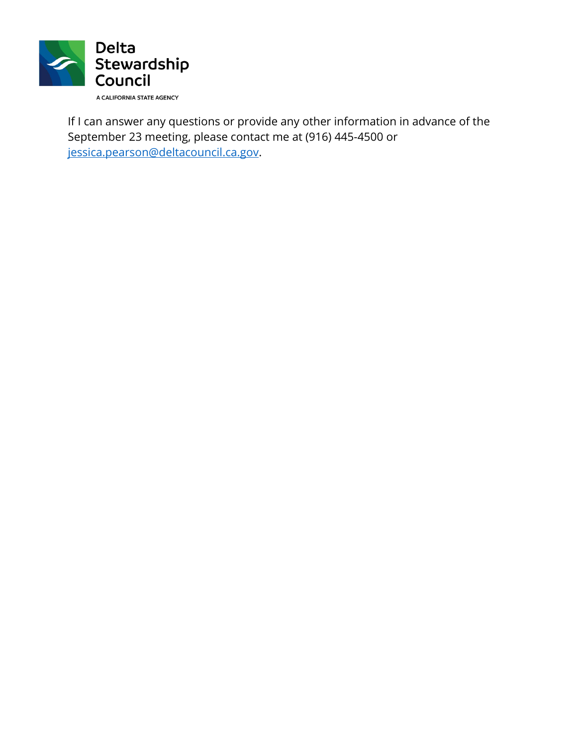If I can answer any questions or provide any other information in advance of the September 23 meeting, please contact me at (916) 445-4500 or jessica.pearson@deltacouncil.ca.gov.